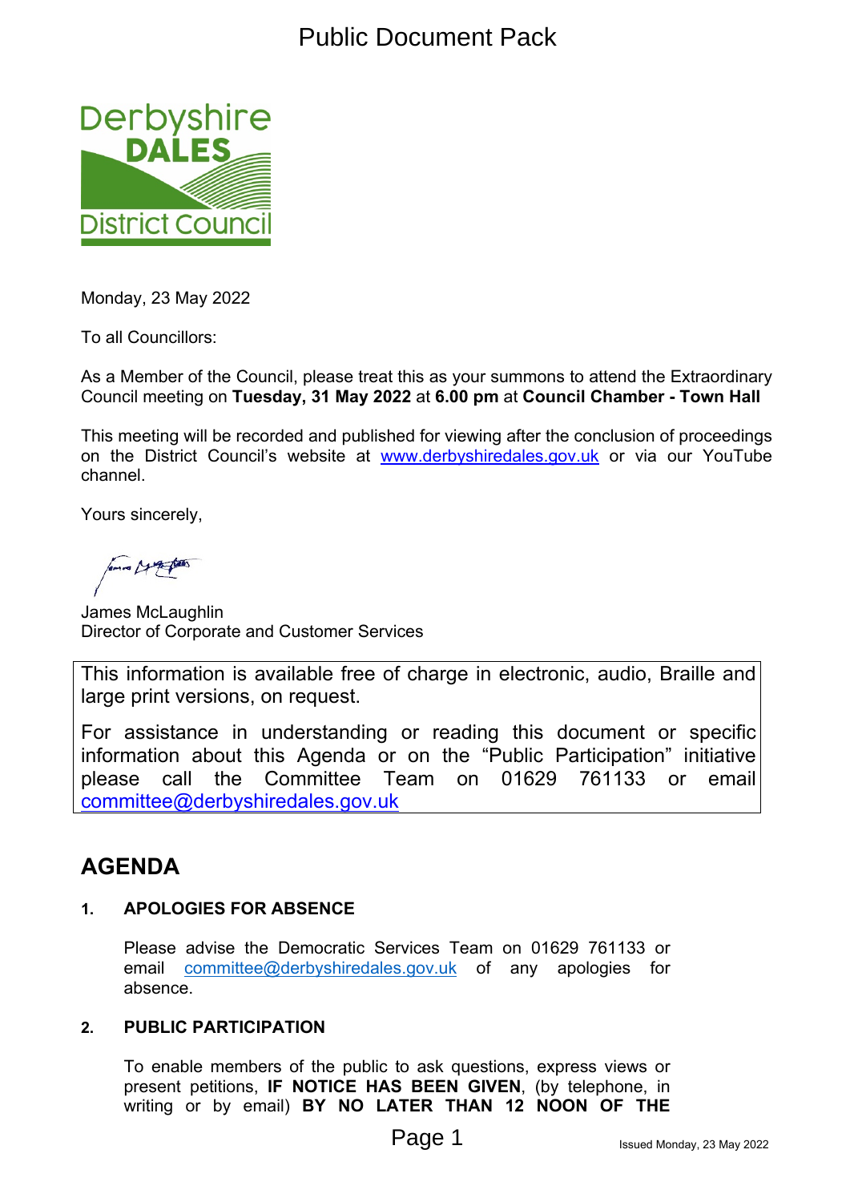# Public Document Pack

Monday, 23 May 2022

To all Councillors:

As a Member of the Council, please treat this as your summons to attend the Extraordinary Council meeting on **Tuesday, 31 May 2022** at **6.00 pm** at **Council Chamber - Town Hall**

This meeting will be recorded and published for viewing after the conclusion of proceedings on the District Council's website at www.derbyshiredales.gov.uk or via our YouTube channel.

Yours sincerely,

James McLaughlin
Director of Corporate and Customer Services

> This information is available free of charge in electronic, audio, Braille and large print versions, on request.
>
> For assistance in understanding or reading this document or specific information about this Agenda or on the "Public Participation" initiative please call the Committee Team on 01629 761133 or email committee@derbyshiredales.gov.uk

## AGENDA

### 1. APOLOGIES FOR ABSENCE

Please advise the Democratic Services Team on 01629 761133 or email committee@derbyshiredales.gov.uk of any apologies for absence.

### 2. PUBLIC PARTICIPATION

To enable members of the public to ask questions, express views or present petitions, **IF NOTICE HAS BEEN GIVEN**, (by telephone, in writing or by email) **BY NO LATER THAN 12 NOON OF THE**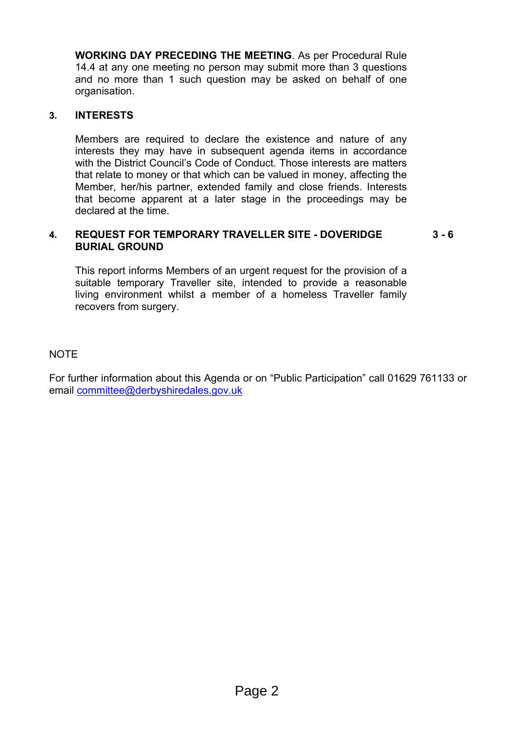**WORKING DAY PRECEDING THE MEETING**. As per Procedural Rule 14.4 at any one meeting no person may submit more than 3 questions and no more than 1 such question may be asked on behalf of one organisation.

## 3. INTERESTS

Members are required to declare the existence and nature of any interests they may have in subsequent agenda items in accordance with the District Council's Code of Conduct. Those interests are matters that relate to money or that which can be valued in money, affecting the Member, her/his partner, extended family and close friends. Interests that become apparent at a later stage in the proceedings may be declared at the time.

## 4. REQUEST FOR TEMPORARY TRAVELLER SITE - DOVERIDGE BURIAL GROUND — 3 - 6

This report informs Members of an urgent request for the provision of a suitable temporary Traveller site, intended to provide a reasonable living environment whilst a member of a homeless Traveller family recovers from surgery.

NOTE

For further information about this Agenda or on "Public Participation" call 01629 761133 or email committee@derbyshiredales.gov.uk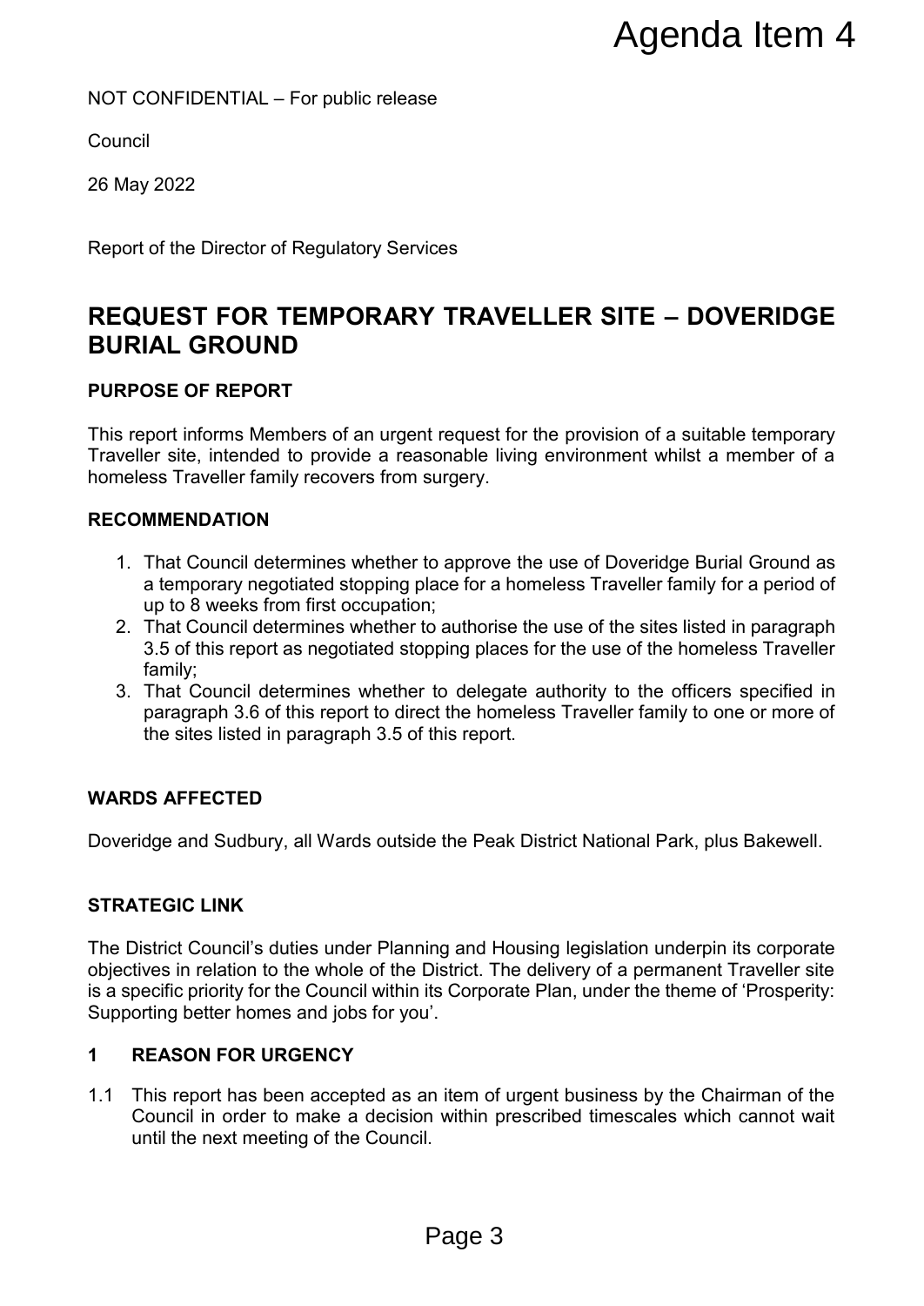Agenda Item 4

NOT CONFIDENTIAL – For public release

Council

26 May 2022

Report of the Director of Regulatory Services

# REQUEST FOR TEMPORARY TRAVELLER SITE – DOVERIDGE BURIAL GROUND

### PURPOSE OF REPORT

This report informs Members of an urgent request for the provision of a suitable temporary Traveller site, intended to provide a reasonable living environment whilst a member of a homeless Traveller family recovers from surgery.

### RECOMMENDATION

1. That Council determines whether to approve the use of Doveridge Burial Ground as a temporary negotiated stopping place for a homeless Traveller family for a period of up to 8 weeks from first occupation;
2. That Council determines whether to authorise the use of the sites listed in paragraph 3.5 of this report as negotiated stopping places for the use of the homeless Traveller family;
3. That Council determines whether to delegate authority to the officers specified in paragraph 3.6 of this report to direct the homeless Traveller family to one or more of the sites listed in paragraph 3.5 of this report.

### WARDS AFFECTED

Doveridge and Sudbury, all Wards outside the Peak District National Park, plus Bakewell.

### STRATEGIC LINK

The District Council's duties under Planning and Housing legislation underpin its corporate objectives in relation to the whole of the District. The delivery of a permanent Traveller site is a specific priority for the Council within its Corporate Plan, under the theme of 'Prosperity: Supporting better homes and jobs for you'.

### 1 REASON FOR URGENCY

1.1 This report has been accepted as an item of urgent business by the Chairman of the Council in order to make a decision within prescribed timescales which cannot wait until the next meeting of the Council.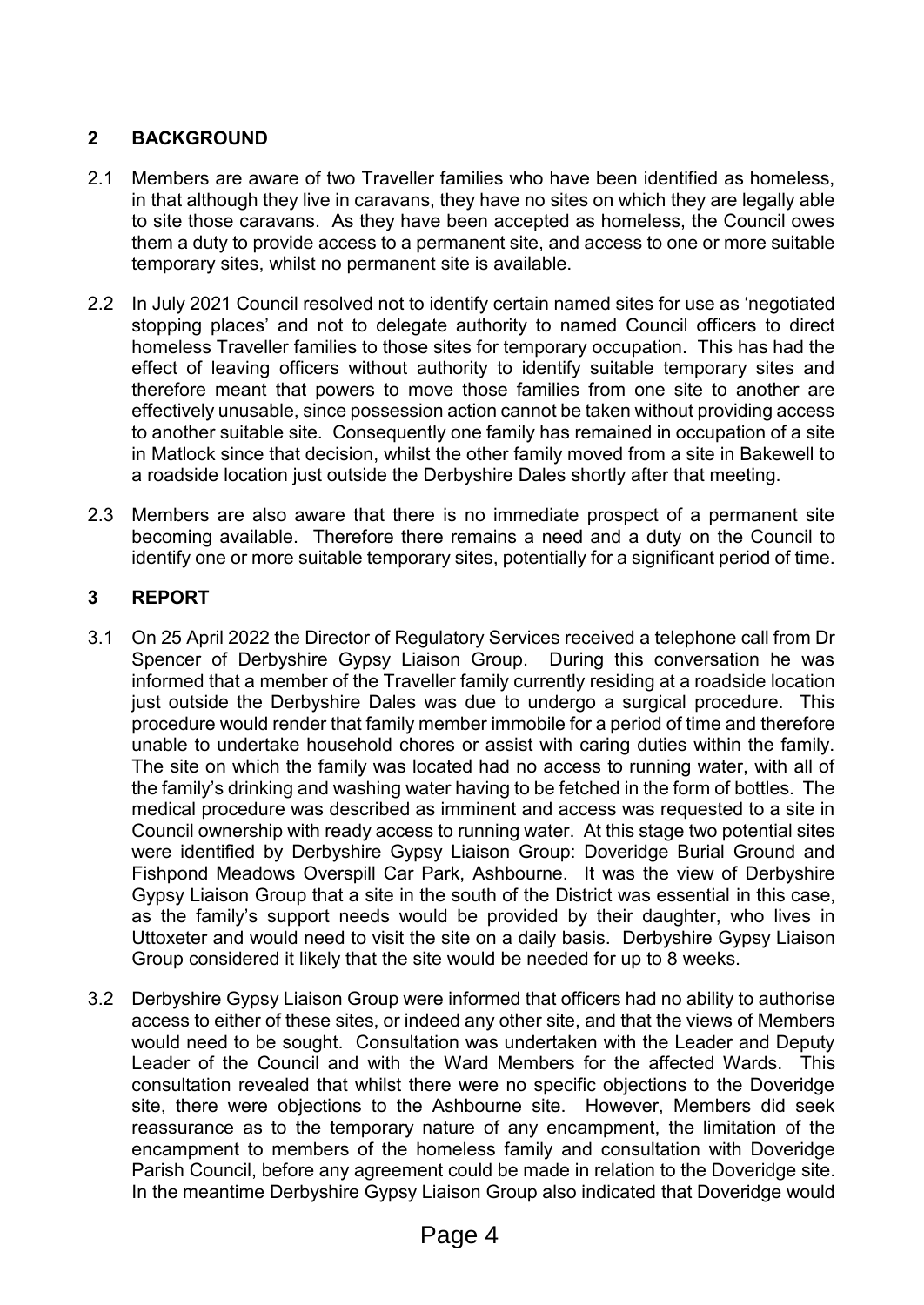## 2 BACKGROUND

2.1 Members are aware of two Traveller families who have been identified as homeless, in that although they live in caravans, they have no sites on which they are legally able to site those caravans. As they have been accepted as homeless, the Council owes them a duty to provide access to a permanent site, and access to one or more suitable temporary sites, whilst no permanent site is available.

2.2 In July 2021 Council resolved not to identify certain named sites for use as 'negotiated stopping places' and not to delegate authority to named Council officers to direct homeless Traveller families to those sites for temporary occupation. This has had the effect of leaving officers without authority to identify suitable temporary sites and therefore meant that powers to move those families from one site to another are effectively unusable, since possession action cannot be taken without providing access to another suitable site. Consequently one family has remained in occupation of a site in Matlock since that decision, whilst the other family moved from a site in Bakewell to a roadside location just outside the Derbyshire Dales shortly after that meeting.

2.3 Members are also aware that there is no immediate prospect of a permanent site becoming available. Therefore there remains a need and a duty on the Council to identify one or more suitable temporary sites, potentially for a significant period of time.

## 3 REPORT

3.1 On 25 April 2022 the Director of Regulatory Services received a telephone call from Dr Spencer of Derbyshire Gypsy Liaison Group. During this conversation he was informed that a member of the Traveller family currently residing at a roadside location just outside the Derbyshire Dales was due to undergo a surgical procedure. This procedure would render that family member immobile for a period of time and therefore unable to undertake household chores or assist with caring duties within the family. The site on which the family was located had no access to running water, with all of the family's drinking and washing water having to be fetched in the form of bottles. The medical procedure was described as imminent and access was requested to a site in Council ownership with ready access to running water. At this stage two potential sites were identified by Derbyshire Gypsy Liaison Group: Doveridge Burial Ground and Fishpond Meadows Overspill Car Park, Ashbourne. It was the view of Derbyshire Gypsy Liaison Group that a site in the south of the District was essential in this case, as the family's support needs would be provided by their daughter, who lives in Uttoxeter and would need to visit the site on a daily basis. Derbyshire Gypsy Liaison Group considered it likely that the site would be needed for up to 8 weeks.

3.2 Derbyshire Gypsy Liaison Group were informed that officers had no ability to authorise access to either of these sites, or indeed any other site, and that the views of Members would need to be sought. Consultation was undertaken with the Leader and Deputy Leader of the Council and with the Ward Members for the affected Wards. This consultation revealed that whilst there were no specific objections to the Doveridge site, there were objections to the Ashbourne site. However, Members did seek reassurance as to the temporary nature of any encampment, the limitation of the encampment to members of the homeless family and consultation with Doveridge Parish Council, before any agreement could be made in relation to the Doveridge site. In the meantime Derbyshire Gypsy Liaison Group also indicated that Doveridge would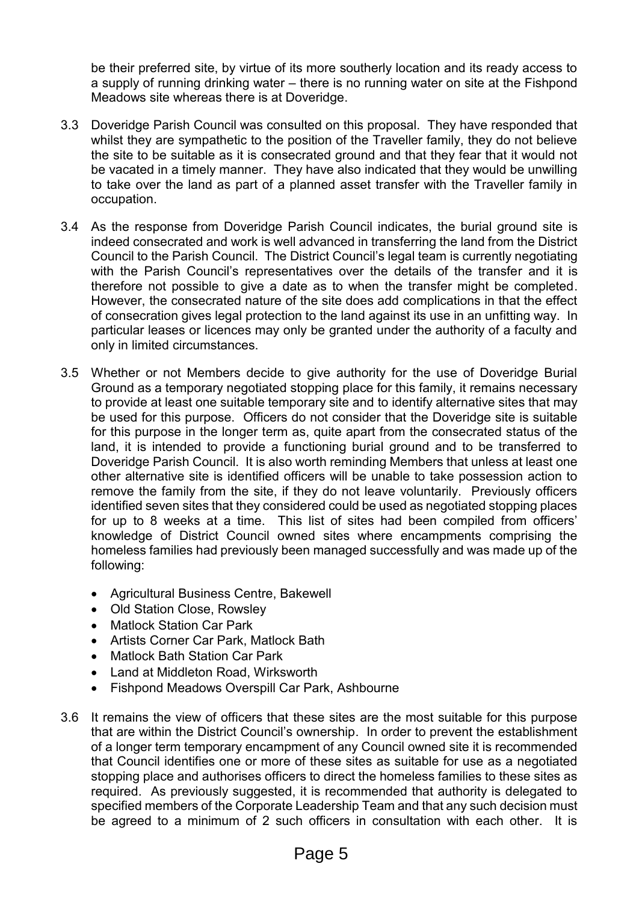be their preferred site, by virtue of its more southerly location and its ready access to a supply of running drinking water – there is no running water on site at the Fishpond Meadows site whereas there is at Doveridge.

3.3 Doveridge Parish Council was consulted on this proposal. They have responded that whilst they are sympathetic to the position of the Traveller family, they do not believe the site to be suitable as it is consecrated ground and that they fear that it would not be vacated in a timely manner. They have also indicated that they would be unwilling to take over the land as part of a planned asset transfer with the Traveller family in occupation.

3.4 As the response from Doveridge Parish Council indicates, the burial ground site is indeed consecrated and work is well advanced in transferring the land from the District Council to the Parish Council. The District Council's legal team is currently negotiating with the Parish Council's representatives over the details of the transfer and it is therefore not possible to give a date as to when the transfer might be completed. However, the consecrated nature of the site does add complications in that the effect of consecration gives legal protection to the land against its use in an unfitting way. In particular leases or licences may only be granted under the authority of a faculty and only in limited circumstances.

3.5 Whether or not Members decide to give authority for the use of Doveridge Burial Ground as a temporary negotiated stopping place for this family, it remains necessary to provide at least one suitable temporary site and to identify alternative sites that may be used for this purpose. Officers do not consider that the Doveridge site is suitable for this purpose in the longer term as, quite apart from the consecrated status of the land, it is intended to provide a functioning burial ground and to be transferred to Doveridge Parish Council. It is also worth reminding Members that unless at least one other alternative site is identified officers will be unable to take possession action to remove the family from the site, if they do not leave voluntarily. Previously officers identified seven sites that they considered could be used as negotiated stopping places for up to 8 weeks at a time. This list of sites had been compiled from officers' knowledge of District Council owned sites where encampments comprising the homeless families had previously been managed successfully and was made up of the following:

- Agricultural Business Centre, Bakewell
- Old Station Close, Rowsley
- Matlock Station Car Park
- Artists Corner Car Park, Matlock Bath
- Matlock Bath Station Car Park
- Land at Middleton Road, Wirksworth
- Fishpond Meadows Overspill Car Park, Ashbourne

3.6 It remains the view of officers that these sites are the most suitable for this purpose that are within the District Council's ownership. In order to prevent the establishment of a longer term temporary encampment of any Council owned site it is recommended that Council identifies one or more of these sites as suitable for use as a negotiated stopping place and authorises officers to direct the homeless families to these sites as required. As previously suggested, it is recommended that authority is delegated to specified members of the Corporate Leadership Team and that any such decision must be agreed to a minimum of 2 such officers in consultation with each other. It is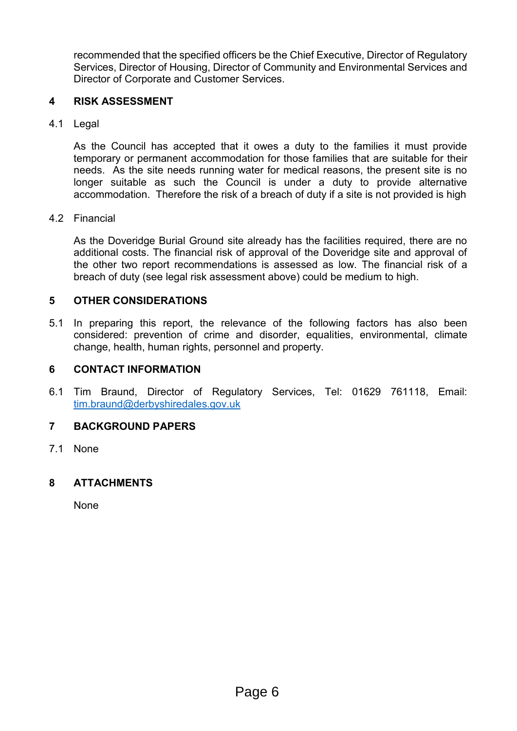recommended that the specified officers be the Chief Executive, Director of Regulatory Services, Director of Housing, Director of Community and Environmental Services and Director of Corporate and Customer Services.

## 4 RISK ASSESSMENT

4.1 Legal

As the Council has accepted that it owes a duty to the families it must provide temporary or permanent accommodation for those families that are suitable for their needs. As the site needs running water for medical reasons, the present site is no longer suitable as such the Council is under a duty to provide alternative accommodation. Therefore the risk of a breach of duty if a site is not provided is high

4.2 Financial

As the Doveridge Burial Ground site already has the facilities required, there are no additional costs. The financial risk of approval of the Doveridge site and approval of the other two report recommendations is assessed as low. The financial risk of a breach of duty (see legal risk assessment above) could be medium to high.

## 5 OTHER CONSIDERATIONS

5.1 In preparing this report, the relevance of the following factors has also been considered: prevention of crime and disorder, equalities, environmental, climate change, health, human rights, personnel and property.

## 6 CONTACT INFORMATION

6.1 Tim Braund, Director of Regulatory Services, Tel: 01629 761118, Email: tim.braund@derbyshiredales.gov.uk

## 7 BACKGROUND PAPERS

7.1 None

## 8 ATTACHMENTS

None